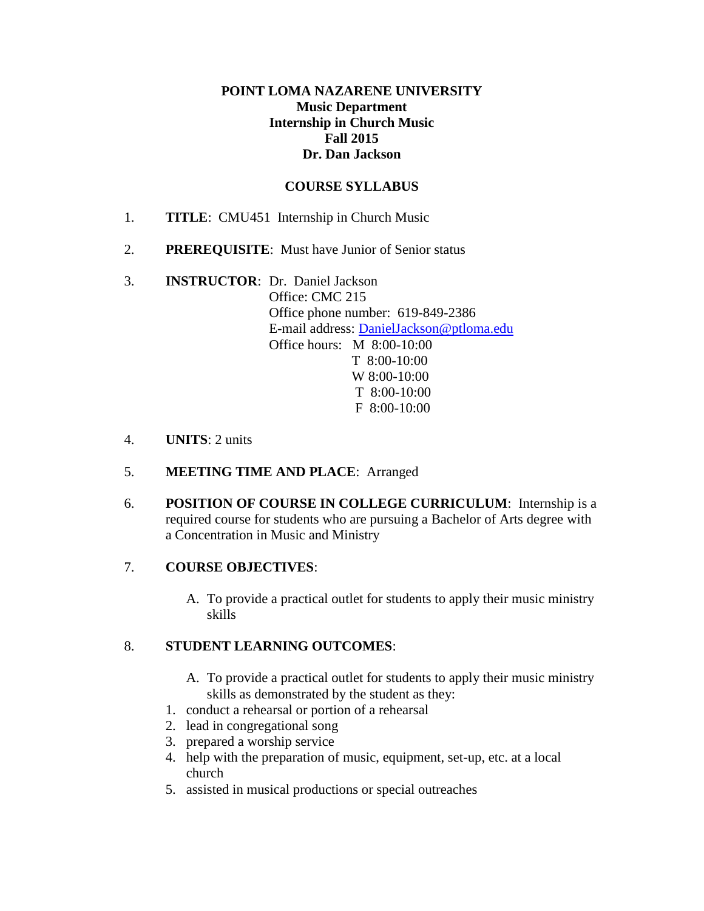**POINT LOMA NAZARENE UNIVERSITY**
**Music Department**
**Internship in Church Music**
**Fall 2015**
**Dr. Dan Jackson**

## COURSE SYLLABUS

1. **TITLE**: CMU451 Internship in Church Music

2. **PREREQUISITE**: Must have Junior of Senior status

3. **INSTRUCTOR**: Dr. Daniel Jackson
   Office: CMC 215
   Office phone number: 619-849-2386
   E-mail address: DanielJackson@ptloma.edu
   Office hours: M 8:00-10:00
   T 8:00-10:00
   W 8:00-10:00
   T 8:00-10:00
   F 8:00-10:00

4. **UNITS**: 2 units

5. **MEETING TIME AND PLACE**: Arranged

6. **POSITION OF COURSE IN COLLEGE CURRICULUM**: Internship is a required course for students who are pursuing a Bachelor of Arts degree with a Concentration in Music and Ministry

7. **COURSE OBJECTIVES**:

   A. To provide a practical outlet for students to apply their music ministry skills

8. **STUDENT LEARNING OUTCOMES**:

   A. To provide a practical outlet for students to apply their music ministry skills as demonstrated by the student as they:

1. conduct a rehearsal or portion of a rehearsal
2. lead in congregational song
3. prepared a worship service
4. help with the preparation of music, equipment, set-up, etc. at a local church
5. assisted in musical productions or special outreaches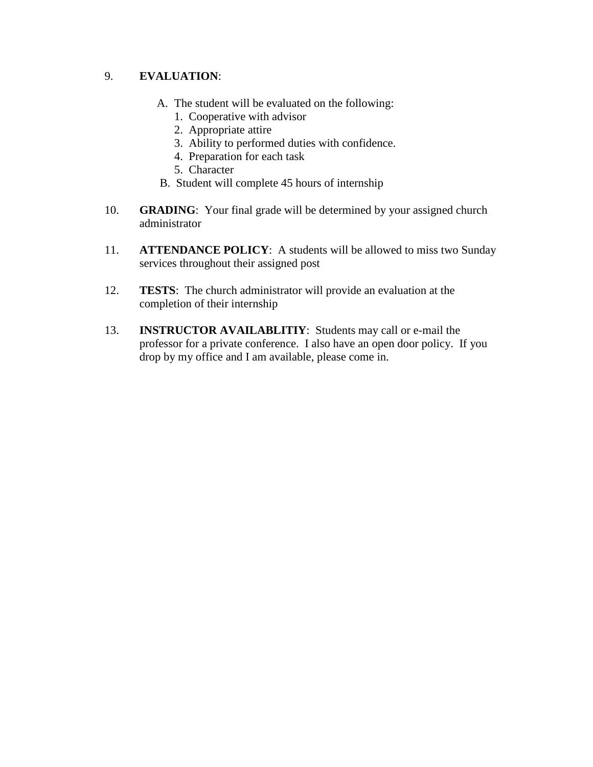9. **EVALUATION**:

   A. The student will be evaluated on the following:
      1. Cooperative with advisor
      2. Appropriate attire
      3. Ability to performed duties with confidence.
      4. Preparation for each task
      5. Character

   B. Student will complete 45 hours of internship

10. **GRADING**: Your final grade will be determined by your assigned church administrator

11. **ATTENDANCE POLICY**: A students will be allowed to miss two Sunday services throughout their assigned post

12. **TESTS**: The church administrator will provide an evaluation at the completion of their internship

13. **INSTRUCTOR AVAILABLITIY**: Students may call or e-mail the professor for a private conference. I also have an open door policy. If you drop by my office and I am available, please come in.